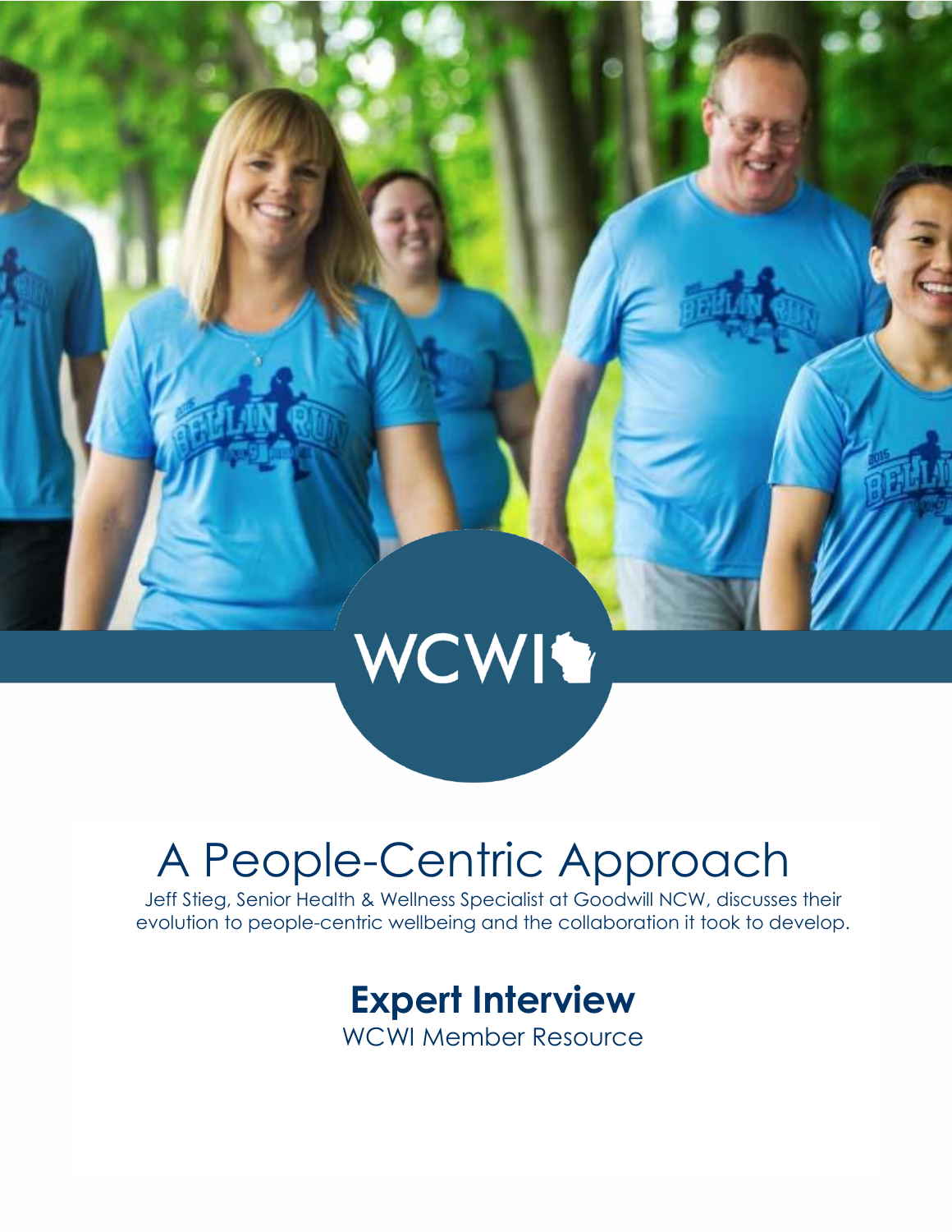WCWI

# A People-Centric Approach

Jeff Stieg, Senior Health & Wellness Specialist at Goodwill NCW, discusses their evolution to people-centric wellbeing and the collaboration it took to develop.

## Expert Interview

WCWI Member Resource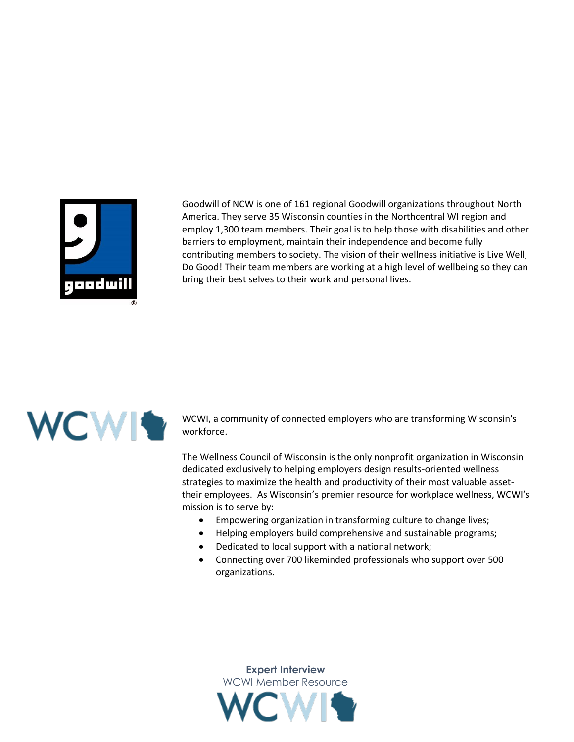Goodwill of NCW is one of 161 regional Goodwill organizations throughout North America. They serve 35 Wisconsin counties in the Northcentral WI region and employ 1,300 team members. Their goal is to help those with disabilities and other barriers to employment, maintain their independence and become fully contributing members to society. The vision of their wellness initiative is Live Well, Do Good! Their team members are working at a high level of wellbeing so they can bring their best selves to their work and personal lives.

WCWI, a community of connected employers who are transforming Wisconsin's workforce.

The Wellness Council of Wisconsin is the only nonprofit organization in Wisconsin dedicated exclusively to helping employers design results-oriented wellness strategies to maximize the health and productivity of their most valuable asset- their employees. As Wisconsin's premier resource for workplace wellness, WCWI's mission is to serve by:

- Empowering organization in transforming culture to change lives;
- Helping employers build comprehensive and sustainable programs;
- Dedicated to local support with a national network;
- Connecting over 700 likeminded professionals who support over 500 organizations.

**Expert Interview**
WCWI Member Resource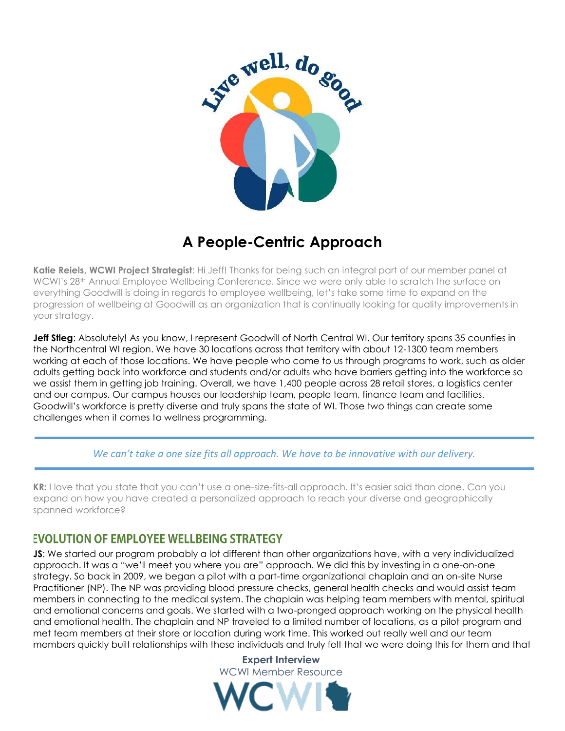# A People-Centric Approach

**Katie Reiels, WCWI Project Strategist**: Hi Jeff! Thanks for being such an integral part of our member panel at WCWI's 28th Annual Employee Wellbeing Conference. Since we were only able to scratch the surface on everything Goodwill is doing in regards to employee wellbeing, let's take some time to expand on the progression of wellbeing at Goodwill as an organization that is continually looking for quality improvements in your strategy.

**Jeff Stieg**: Absolutely! As you know, I represent Goodwill of North Central WI. Our territory spans 35 counties in the Northcentral WI region. We have 30 locations across that territory with about 12-1300 team members working at each of those locations. We have people who come to us through programs to work, such as older adults getting back into workforce and students and/or adults who have barriers getting into the workforce so we assist them in getting job training. Overall, we have 1,400 people across 28 retail stores, a logistics center and our campus. Our campus houses our leadership team, people team, finance team and facilities. Goodwill's workforce is pretty diverse and truly spans the state of WI. Those two things can create some challenges when it comes to wellness programming.

---

*We can't take a one size fits all approach. We have to be innovative with our delivery.*

---

**KR:** I love that you state that you can't use a one-size-fits-all approach. It's easier said than done. Can you expand on how you have created a personalized approach to reach your diverse and geographically spanned workforce?

## EVOLUTION OF EMPLOYEE WELLBEING STRATEGY

**JS**: We started our program probably a lot different than other organizations have, with a very individualized approach. It was a "we'll meet you where you are" approach. We did this by investing in a one-on-one strategy. So back in 2009, we began a pilot with a part-time organizational chaplain and an on-site Nurse Practitioner (NP). The NP was providing blood pressure checks, general health checks and would assist team members in connecting to the medical system. The chaplain was helping team members with mental, spiritual and emotional concerns and goals. We started with a two-pronged approach working on the physical health and emotional health. The chaplain and NP traveled to a limited number of locations, as a pilot program and met team members at their store or location during work time. This worked out really well and our team members quickly built relationships with these individuals and truly felt that we were doing this for them and that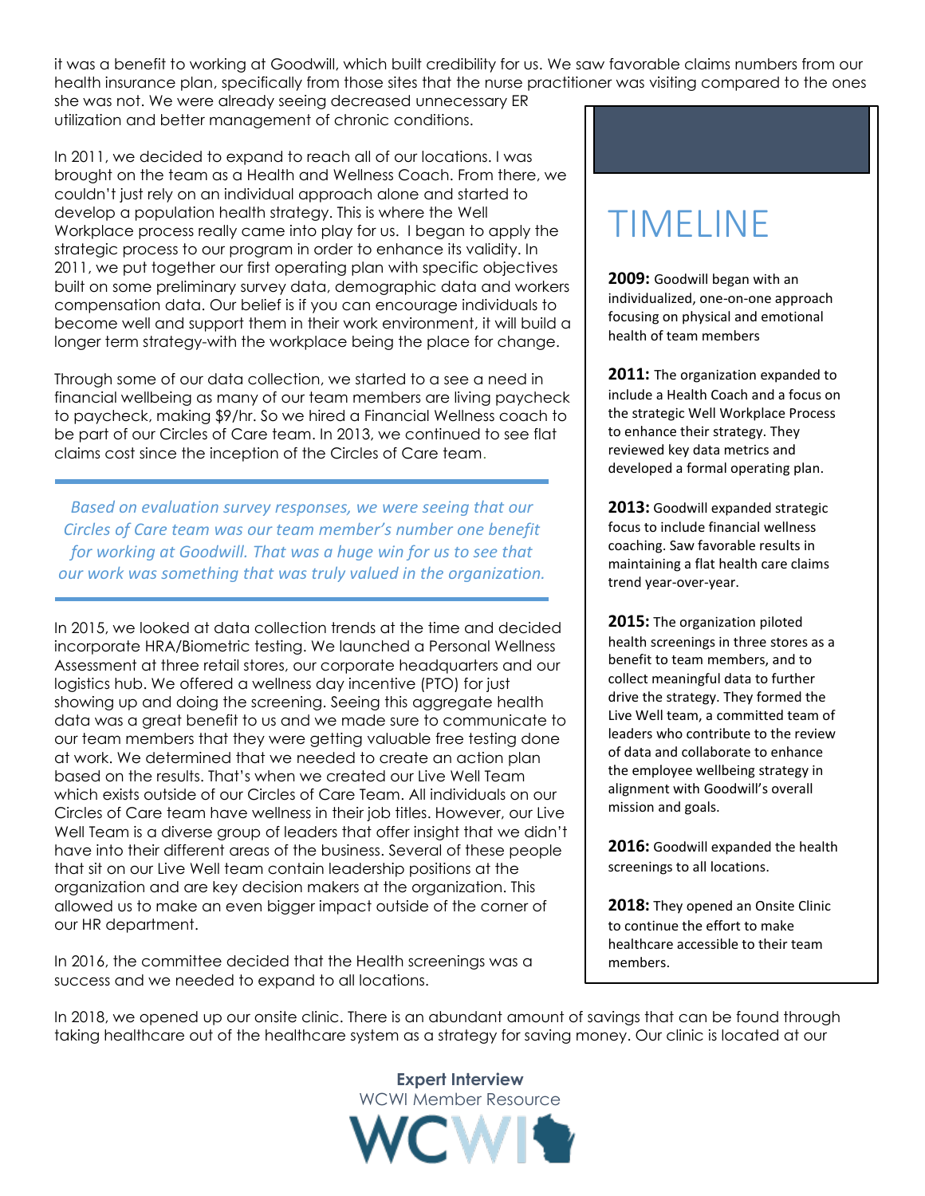it was a benefit to working at Goodwill, which built credibility for us. We saw favorable claims numbers from our health insurance plan, specifically from those sites that the nurse practitioner was visiting compared to the ones she was not. We were already seeing decreased unnecessary ER utilization and better management of chronic conditions.

In 2011, we decided to expand to reach all of our locations. I was brought on the team as a Health and Wellness Coach. From there, we couldn't just rely on an individual approach alone and started to develop a population health strategy. This is where the Well Workplace process really came into play for us. I began to apply the strategic process to our program in order to enhance its validity. In 2011, we put together our first operating plan with specific objectives built on some preliminary survey data, demographic data and workers compensation data. Our belief is if you can encourage individuals to become well and support them in their work environment, it will build a longer term strategy-with the workplace being the place for change.

Through some of our data collection, we started to a see a need in financial wellbeing as many of our team members are living paycheck to paycheck, making $9/hr. So we hired a Financial Wellness coach to be part of our Circles of Care team. In 2013, we continued to see flat claims cost since the inception of the Circles of Care team.

> *Based on evaluation survey responses, we were seeing that our Circles of Care team was our team member's number one benefit for working at Goodwill. That was a huge win for us to see that our work was something that was truly valued in the organization.*

In 2015, we looked at data collection trends at the time and decided incorporate HRA/Biometric testing. We launched a Personal Wellness Assessment at three retail stores, our corporate headquarters and our logistics hub. We offered a wellness day incentive (PTO) for just showing up and doing the screening. Seeing this aggregate health data was a great benefit to us and we made sure to communicate to our team members that they were getting valuable free testing done at work. We determined that we needed to create an action plan based on the results. That's when we created our Live Well Team which exists outside of our Circles of Care Team. All individuals on our Circles of Care team have wellness in their job titles. However, our Live Well Team is a diverse group of leaders that offer insight that we didn't have into their different areas of the business. Several of these people that sit on our Live Well team contain leadership positions at the organization and are key decision makers at the organization. This allowed us to make an even bigger impact outside of the corner of our HR department.

In 2016, the committee decided that the Health screenings was a success and we needed to expand to all locations.

## TIMELINE

**2009:** Goodwill began with an individualized, one-on-one approach focusing on physical and emotional health of team members

**2011:** The organization expanded to include a Health Coach and a focus on the strategic Well Workplace Process to enhance their strategy. They reviewed key data metrics and developed a formal operating plan.

**2013:** Goodwill expanded strategic focus to include financial wellness coaching. Saw favorable results in maintaining a flat health care claims trend year-over-year.

**2015:** The organization piloted health screenings in three stores as a benefit to team members, and to collect meaningful data to further drive the strategy. They formed the Live Well team, a committed team of leaders who contribute to the review of data and collaborate to enhance the employee wellbeing strategy in alignment with Goodwill's overall mission and goals.

**2016:** Goodwill expanded the health screenings to all locations.

**2018:** They opened an Onsite Clinic to continue the effort to make healthcare accessible to their team members.

In 2018, we opened up our onsite clinic. There is an abundant amount of savings that can be found through taking healthcare out of the healthcare system as a strategy for saving money. Our clinic is located at our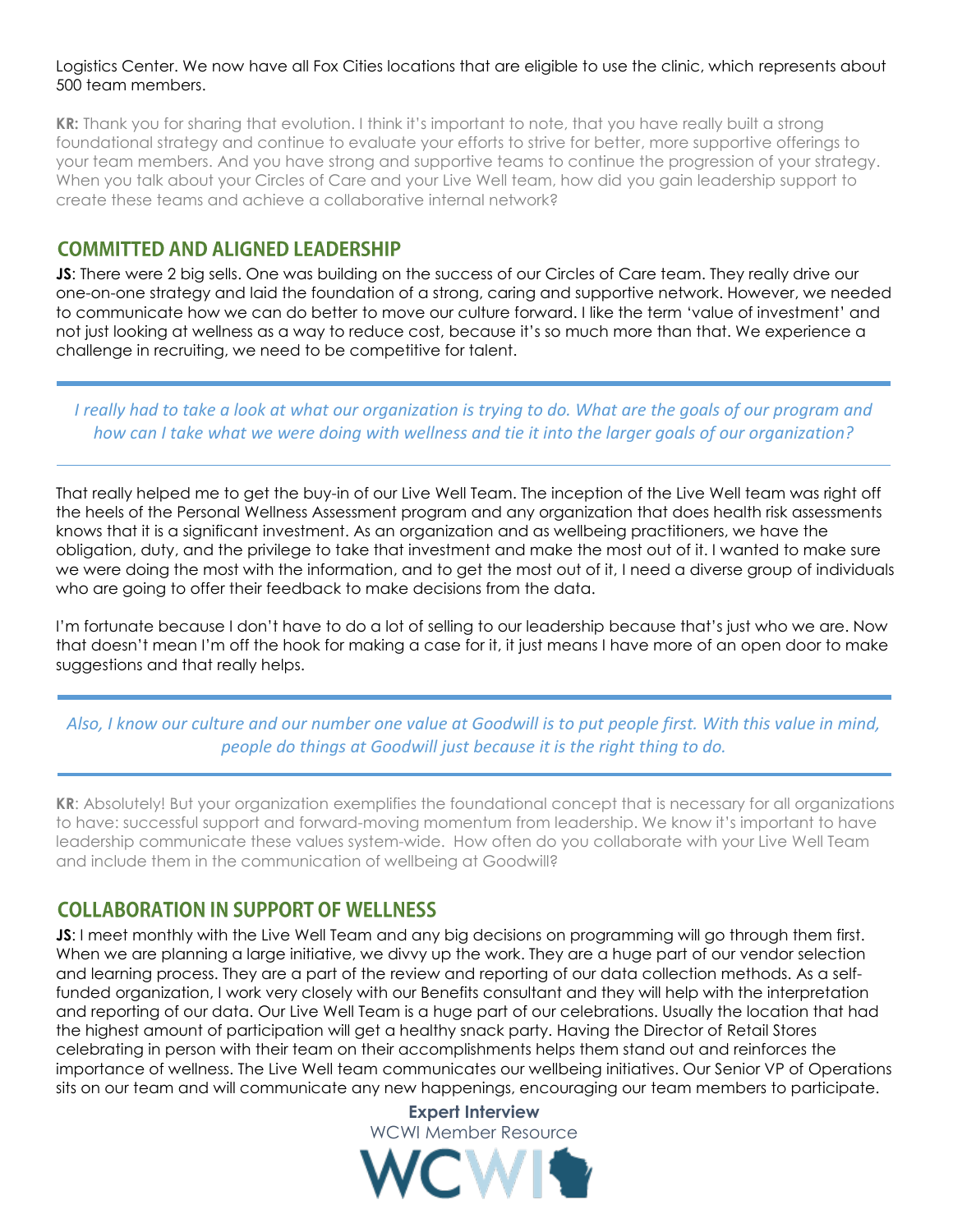Logistics Center. We now have all Fox Cities locations that are eligible to use the clinic, which represents about 500 team members.

**KR:** Thank you for sharing that evolution. I think it's important to note, that you have really built a strong foundational strategy and continue to evaluate your efforts to strive for better, more supportive offerings to your team members. And you have strong and supportive teams to continue the progression of your strategy. When you talk about your Circles of Care and your Live Well team, how did you gain leadership support to create these teams and achieve a collaborative internal network?

## COMMITTED AND ALIGNED LEADERSHIP

**JS**: There were 2 big sells. One was building on the success of our Circles of Care team. They really drive our one-on-one strategy and laid the foundation of a strong, caring and supportive network. However, we needed to communicate how we can do better to move our culture forward. I like the term 'value of investment' and not just looking at wellness as a way to reduce cost, because it's so much more than that. We experience a challenge in recruiting, we need to be competitive for talent.

*I really had to take a look at what our organization is trying to do. What are the goals of our program and how can I take what we were doing with wellness and tie it into the larger goals of our organization?*

That really helped me to get the buy-in of our Live Well Team. The inception of the Live Well team was right off the heels of the Personal Wellness Assessment program and any organization that does health risk assessments knows that it is a significant investment. As an organization and as wellbeing practitioners, we have the obligation, duty, and the privilege to take that investment and make the most out of it. I wanted to make sure we were doing the most with the information, and to get the most out of it, I need a diverse group of individuals who are going to offer their feedback to make decisions from the data.

I'm fortunate because I don't have to do a lot of selling to our leadership because that's just who we are. Now that doesn't mean I'm off the hook for making a case for it, it just means I have more of an open door to make suggestions and that really helps.

*Also, I know our culture and our number one value at Goodwill is to put people first. With this value in mind, people do things at Goodwill just because it is the right thing to do.*

**KR**: Absolutely! But your organization exemplifies the foundational concept that is necessary for all organizations to have: successful support and forward-moving momentum from leadership. We know it's important to have leadership communicate these values system-wide. How often do you collaborate with your Live Well Team and include them in the communication of wellbeing at Goodwill?

## COLLABORATION IN SUPPORT OF WELLNESS

**JS**: I meet monthly with the Live Well Team and any big decisions on programming will go through them first. When we are planning a large initiative, we divvy up the work. They are a huge part of our vendor selection and learning process. They are a part of the review and reporting of our data collection methods. As a self-funded organization, I work very closely with our Benefits consultant and they will help with the interpretation and reporting of our data. Our Live Well Team is a huge part of our celebrations. Usually the location that had the highest amount of participation will get a healthy snack party. Having the Director of Retail Stores celebrating in person with their team on their accomplishments helps them stand out and reinforces the importance of wellness. The Live Well team communicates our wellbeing initiatives. Our Senior VP of Operations sits on our team and will communicate any new happenings, encouraging our team members to participate.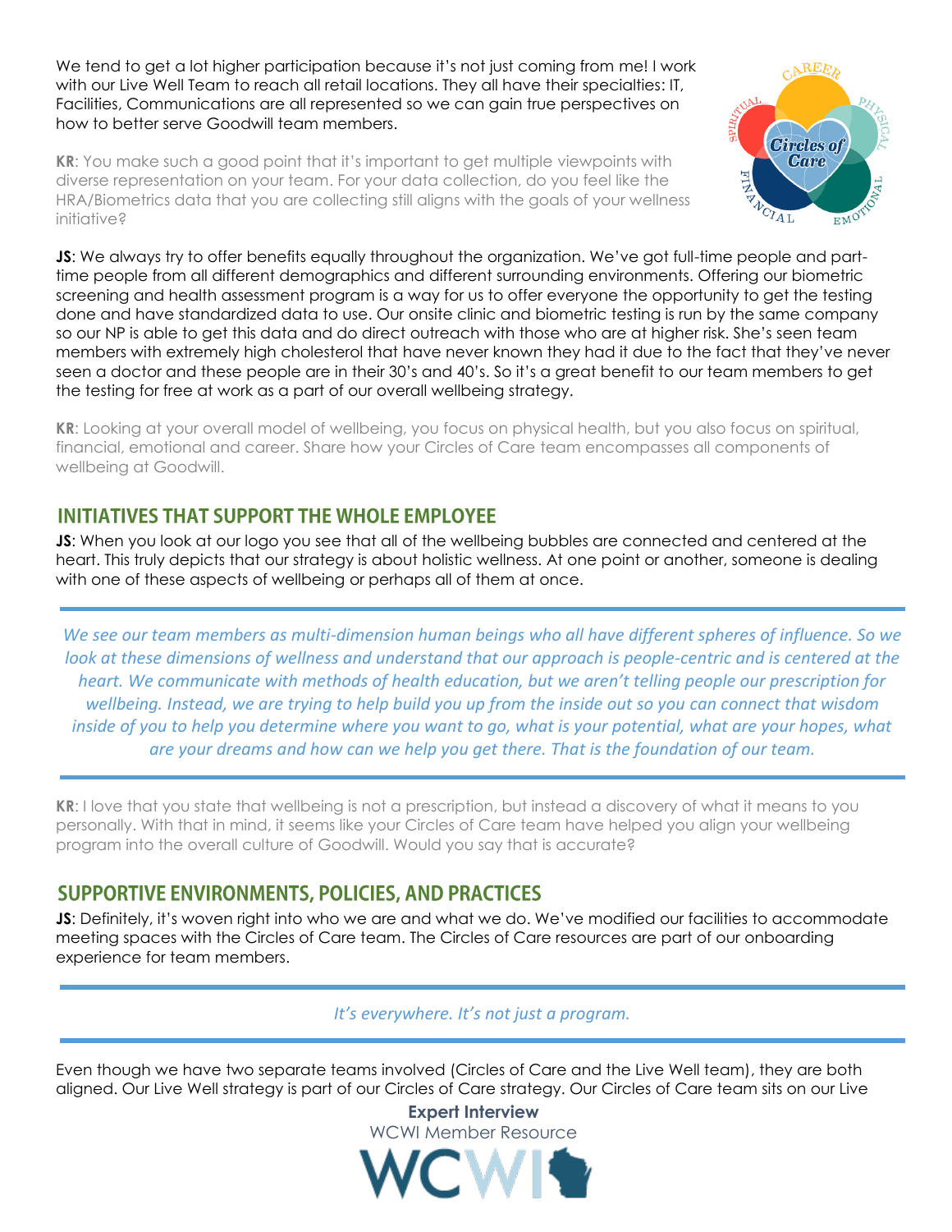We tend to get a lot higher participation because it's not just coming from me! I work with our Live Well Team to reach all retail locations. They all have their specialties: IT, Facilities, Communications are all represented so we can gain true perspectives on how to better serve Goodwill team members.

**KR**: You make such a good point that it's important to get multiple viewpoints with diverse representation on your team. For your data collection, do you feel like the HRA/Biometrics data that you are collecting still aligns with the goals of your wellness initiative?

**JS**: We always try to offer benefits equally throughout the organization. We've got full-time people and part-time people from all different demographics and different surrounding environments. Offering our biometric screening and health assessment program is a way for us to offer everyone the opportunity to get the testing done and have standardized data to use. Our onsite clinic and biometric testing is run by the same company so our NP is able to get this data and do direct outreach with those who are at higher risk. She's seen team members with extremely high cholesterol that have never known they had it due to the fact that they've never seen a doctor and these people are in their 30's and 40's. So it's a great benefit to our team members to get the testing for free at work as a part of our overall wellbeing strategy.

**KR**: Looking at your overall model of wellbeing, you focus on physical health, but you also focus on spiritual, financial, emotional and career. Share how your Circles of Care team encompasses all components of wellbeing at Goodwill.

## INITIATIVES THAT SUPPORT THE WHOLE EMPLOYEE

**JS**: When you look at our logo you see that all of the wellbeing bubbles are connected and centered at the heart. This truly depicts that our strategy is about holistic wellness. At one point or another, someone is dealing with one of these aspects of wellbeing or perhaps all of them at once.

*We see our team members as multi-dimension human beings who all have different spheres of influence. So we look at these dimensions of wellness and understand that our approach is people-centric and is centered at the heart. We communicate with methods of health education, but we aren't telling people our prescription for wellbeing. Instead, we are trying to help build you up from the inside out so you can connect that wisdom inside of you to help you determine where you want to go, what is your potential, what are your hopes, what are your dreams and how can we help you get there. That is the foundation of our team.*

**KR**: I love that you state that wellbeing is not a prescription, but instead a discovery of what it means to you personally. With that in mind, it seems like your Circles of Care team have helped you align your wellbeing program into the overall culture of Goodwill. Would you say that is accurate?

## SUPPORTIVE ENVIRONMENTS, POLICIES, AND PRACTICES

**JS**: Definitely, it's woven right into who we are and what we do. We've modified our facilities to accommodate meeting spaces with the Circles of Care team. The Circles of Care resources are part of our onboarding experience for team members.

*It's everywhere. It's not just a program.*

Even though we have two separate teams involved (Circles of Care and the Live Well team), they are both aligned. Our Live Well strategy is part of our Circles of Care strategy. Our Circles of Care team sits on our Live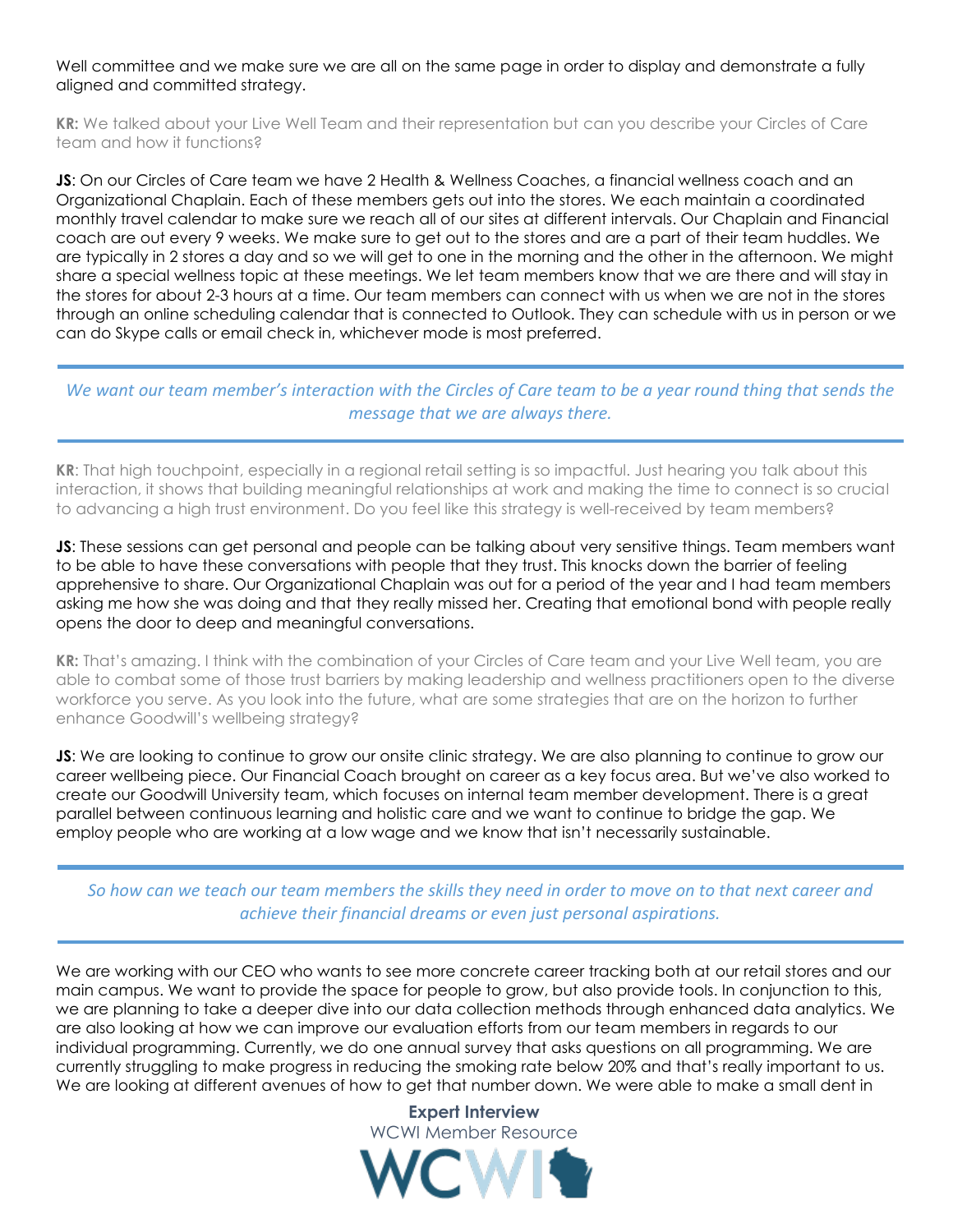Well committee and we make sure we are all on the same page in order to display and demonstrate a fully aligned and committed strategy.

**KR:** We talked about your Live Well Team and their representation but can you describe your Circles of Care team and how it functions?

**JS**: On our Circles of Care team we have 2 Health & Wellness Coaches, a financial wellness coach and an Organizational Chaplain. Each of these members gets out into the stores. We each maintain a coordinated monthly travel calendar to make sure we reach all of our sites at different intervals. Our Chaplain and Financial coach are out every 9 weeks. We make sure to get out to the stores and are a part of their team huddles. We are typically in 2 stores a day and so we will get to one in the morning and the other in the afternoon. We might share a special wellness topic at these meetings. We let team members know that we are there and will stay in the stores for about 2-3 hours at a time. Our team members can connect with us when we are not in the stores through an online scheduling calendar that is connected to Outlook. They can schedule with us in person or we can do Skype calls or email check in, whichever mode is most preferred.

---

*We want our team member's interaction with the Circles of Care team to be a year round thing that sends the message that we are always there.*

---

**KR**: That high touchpoint, especially in a regional retail setting is so impactful. Just hearing you talk about this interaction, it shows that building meaningful relationships at work and making the time to connect is so crucial to advancing a high trust environment. Do you feel like this strategy is well-received by team members?

**JS**: These sessions can get personal and people can be talking about very sensitive things. Team members want to be able to have these conversations with people that they trust. This knocks down the barrier of feeling apprehensive to share. Our Organizational Chaplain was out for a period of the year and I had team members asking me how she was doing and that they really missed her. Creating that emotional bond with people really opens the door to deep and meaningful conversations.

**KR:** That's amazing. I think with the combination of your Circles of Care team and your Live Well team, you are able to combat some of those trust barriers by making leadership and wellness practitioners open to the diverse workforce you serve. As you look into the future, what are some strategies that are on the horizon to further enhance Goodwill's wellbeing strategy?

**JS**: We are looking to continue to grow our onsite clinic strategy. We are also planning to continue to grow our career wellbeing piece. Our Financial Coach brought on career as a key focus area. But we've also worked to create our Goodwill University team, which focuses on internal team member development. There is a great parallel between continuous learning and holistic care and we want to continue to bridge the gap. We employ people who are working at a low wage and we know that isn't necessarily sustainable.

---

*So how can we teach our team members the skills they need in order to move on to that next career and achieve their financial dreams or even just personal aspirations.*

---

We are working with our CEO who wants to see more concrete career tracking both at our retail stores and our main campus. We want to provide the space for people to grow, but also provide tools. In conjunction to this, we are planning to take a deeper dive into our data collection methods through enhanced data analytics. We are also looking at how we can improve our evaluation efforts from our team members in regards to our individual programming. Currently, we do one annual survey that asks questions on all programming. We are currently struggling to make progress in reducing the smoking rate below 20% and that's really important to us. We are looking at different avenues of how to get that number down. We were able to make a small dent in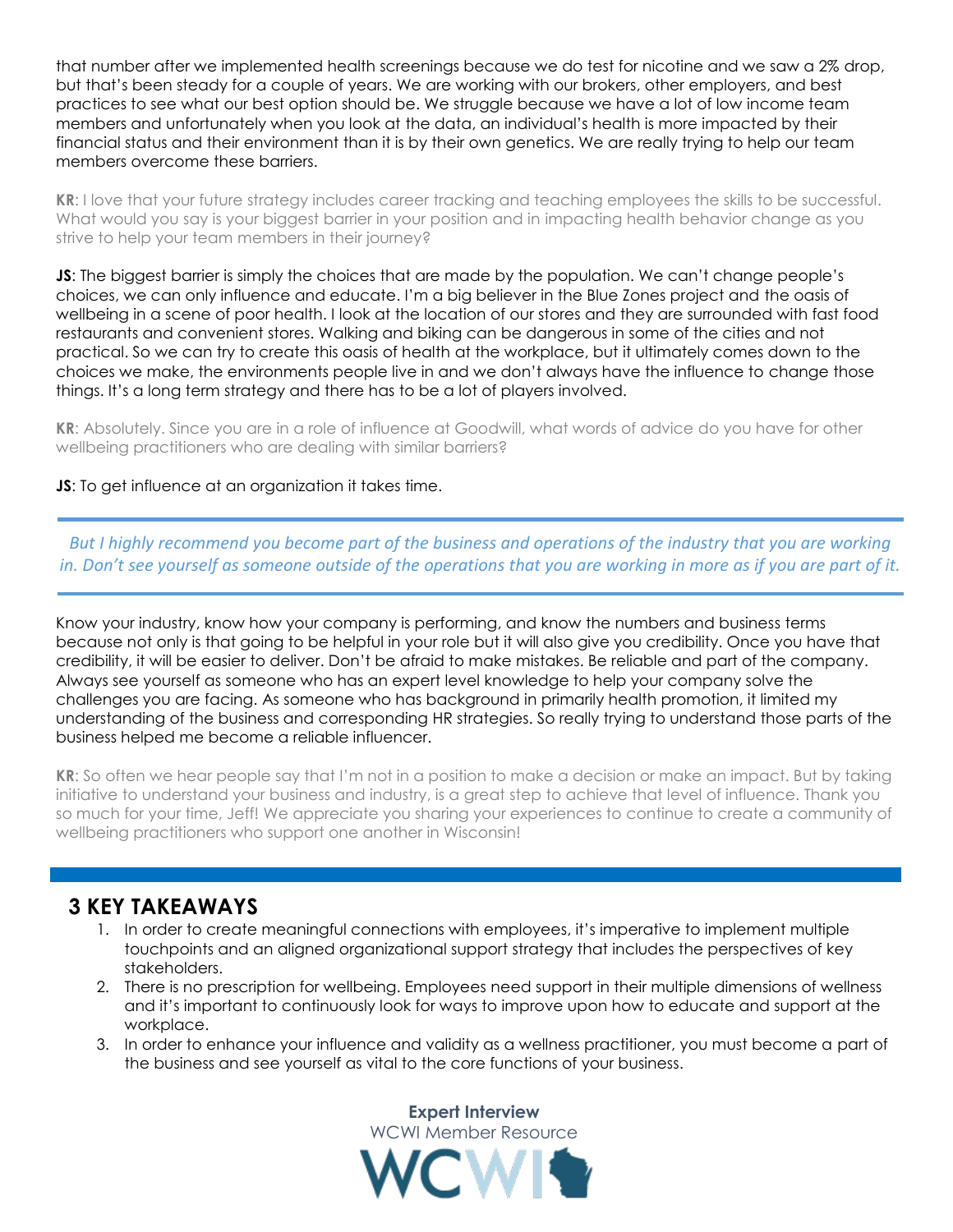that number after we implemented health screenings because we do test for nicotine and we saw a 2% drop, but that's been steady for a couple of years. We are working with our brokers, other employers, and best practices to see what our best option should be. We struggle because we have a lot of low income team members and unfortunately when you look at the data, an individual's health is more impacted by their financial status and their environment than it is by their own genetics. We are really trying to help our team members overcome these barriers.

**KR**: I love that your future strategy includes career tracking and teaching employees the skills to be successful. What would you say is your biggest barrier in your position and in impacting health behavior change as you strive to help your team members in their journey?

**JS**: The biggest barrier is simply the choices that are made by the population. We can't change people's choices, we can only influence and educate. I'm a big believer in the Blue Zones project and the oasis of wellbeing in a scene of poor health. I look at the location of our stores and they are surrounded with fast food restaurants and convenient stores. Walking and biking can be dangerous in some of the cities and not practical. So we can try to create this oasis of health at the workplace, but it ultimately comes down to the choices we make, the environments people live in and we don't always have the influence to change those things. It's a long term strategy and there has to be a lot of players involved.

**KR**: Absolutely. Since you are in a role of influence at Goodwill, what words of advice do you have for other wellbeing practitioners who are dealing with similar barriers?

**JS**: To get influence at an organization it takes time.

> *But I highly recommend you become part of the business and operations of the industry that you are working in. Don't see yourself as someone outside of the operations that you are working in more as if you are part of it.*

Know your industry, know how your company is performing, and know the numbers and business terms because not only is that going to be helpful in your role but it will also give you credibility. Once you have that credibility, it will be easier to deliver. Don't be afraid to make mistakes. Be reliable and part of the company. Always see yourself as someone who has an expert level knowledge to help your company solve the challenges you are facing. As someone who has background in primarily health promotion, it limited my understanding of the business and corresponding HR strategies. So really trying to understand those parts of the business helped me become a reliable influencer.

**KR**: So often we hear people say that I'm not in a position to make a decision or make an impact. But by taking initiative to understand your business and industry, is a great step to achieve that level of influence. Thank you so much for your time, Jeff! We appreciate you sharing your experiences to continue to create a community of wellbeing practitioners who support one another in Wisconsin!

## 3 KEY TAKEAWAYS

1. In order to create meaningful connections with employees, it's imperative to implement multiple touchpoints and an aligned organizational support strategy that includes the perspectives of key stakeholders.
2. There is no prescription for wellbeing. Employees need support in their multiple dimensions of wellness and it's important to continuously look for ways to improve upon how to educate and support at the workplace.
3. In order to enhance your influence and validity as a wellness practitioner, you must become a part of the business and see yourself as vital to the core functions of your business.

**Expert Interview**
WCWI Member Resource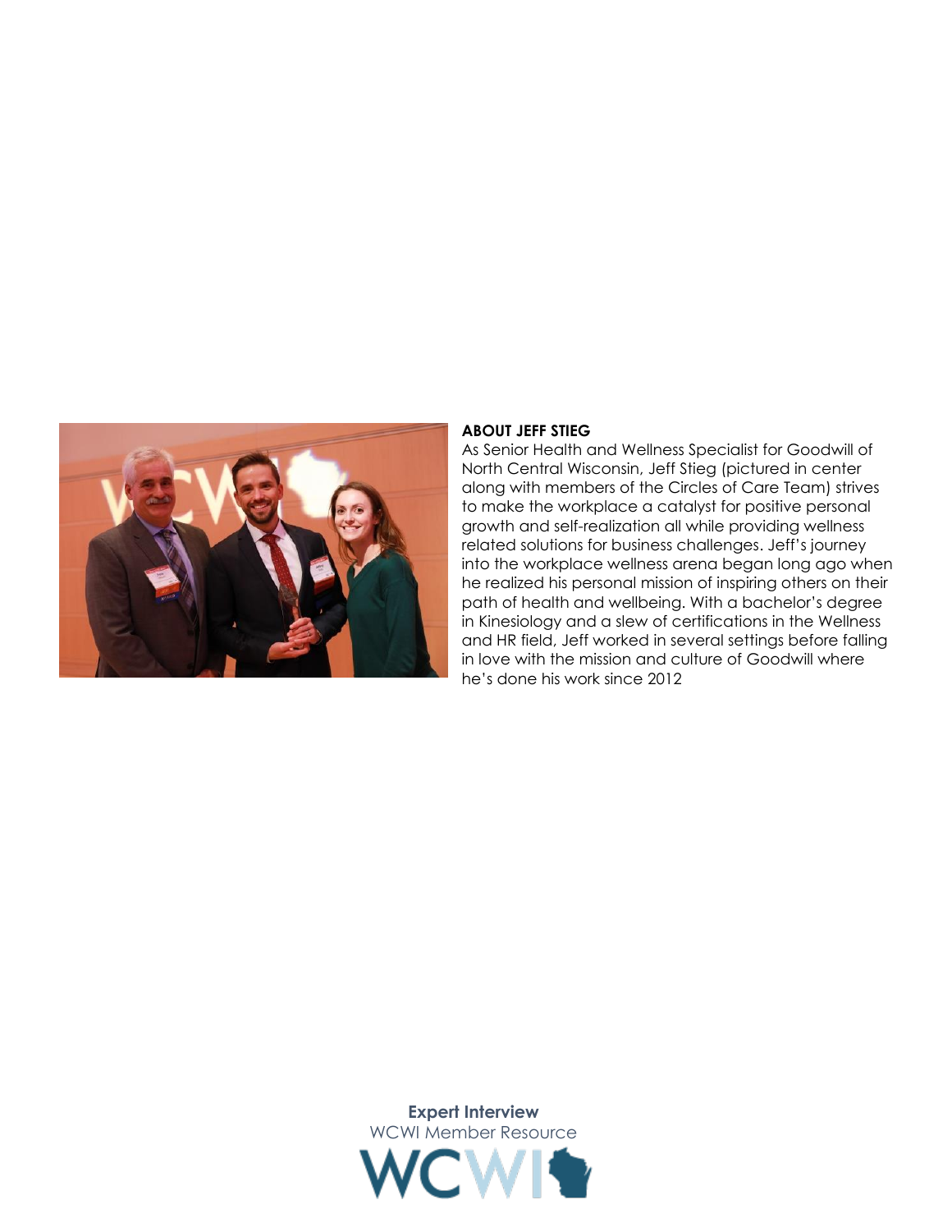**ABOUT JEFF STIEG**

As Senior Health and Wellness Specialist for Goodwill of North Central Wisconsin, Jeff Stieg (pictured in center along with members of the Circles of Care Team) strives to make the workplace a catalyst for positive personal growth and self-realization all while providing wellness related solutions for business challenges. Jeff's journey into the workplace wellness arena began long ago when he realized his personal mission of inspiring others on their path of health and wellbeing. With a bachelor's degree in Kinesiology and a slew of certifications in the Wellness and HR field, Jeff worked in several settings before falling in love with the mission and culture of Goodwill where he's done his work since 2012

**Expert Interview**
WCWI Member Resource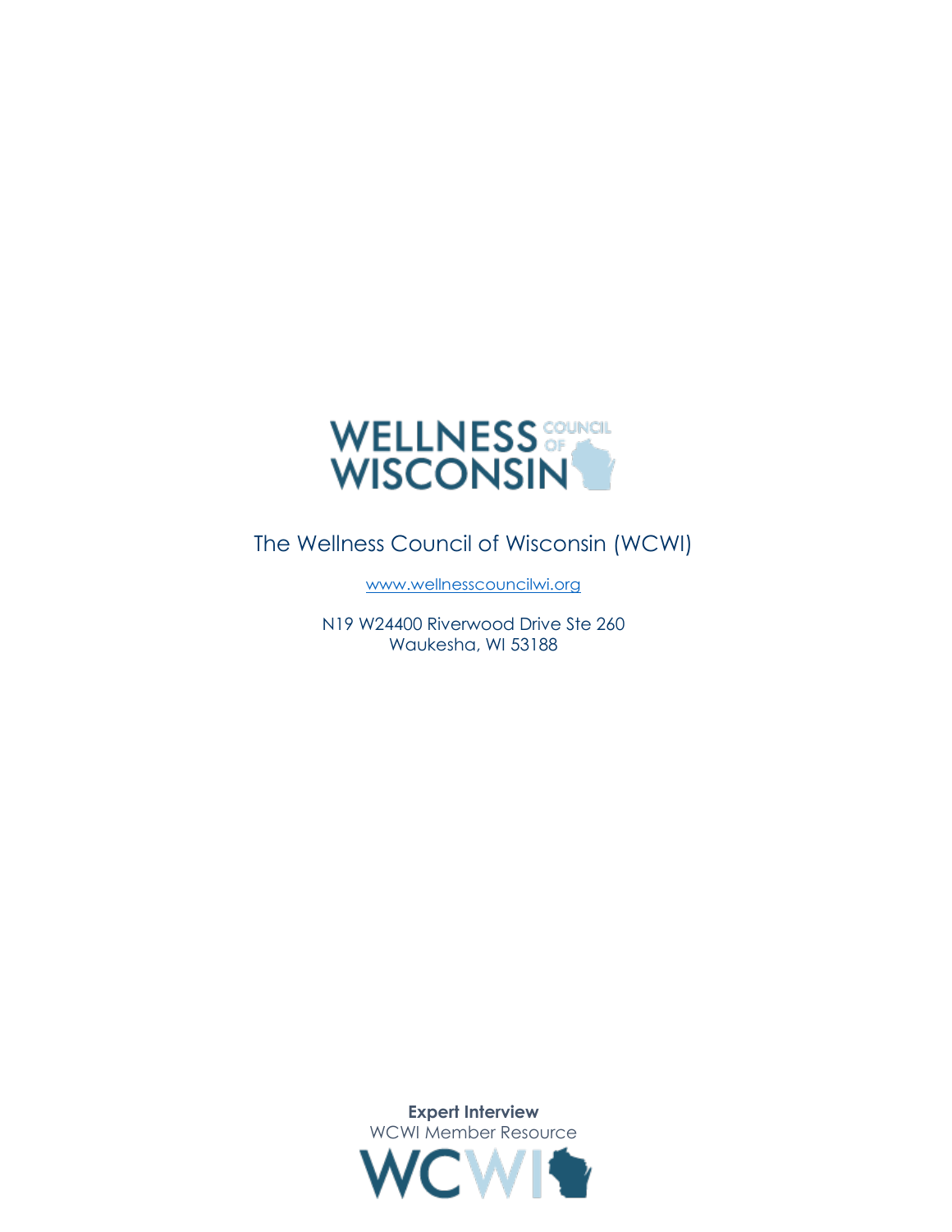The Wellness Council of Wisconsin (WCWI)

[www.wellnesscouncilwi.org](http://www.wellnesscouncilwi.org)

N19 W24400 Riverwood Drive Ste 260
Waukesha, WI 53188

**Expert Interview**
WCWI Member Resource